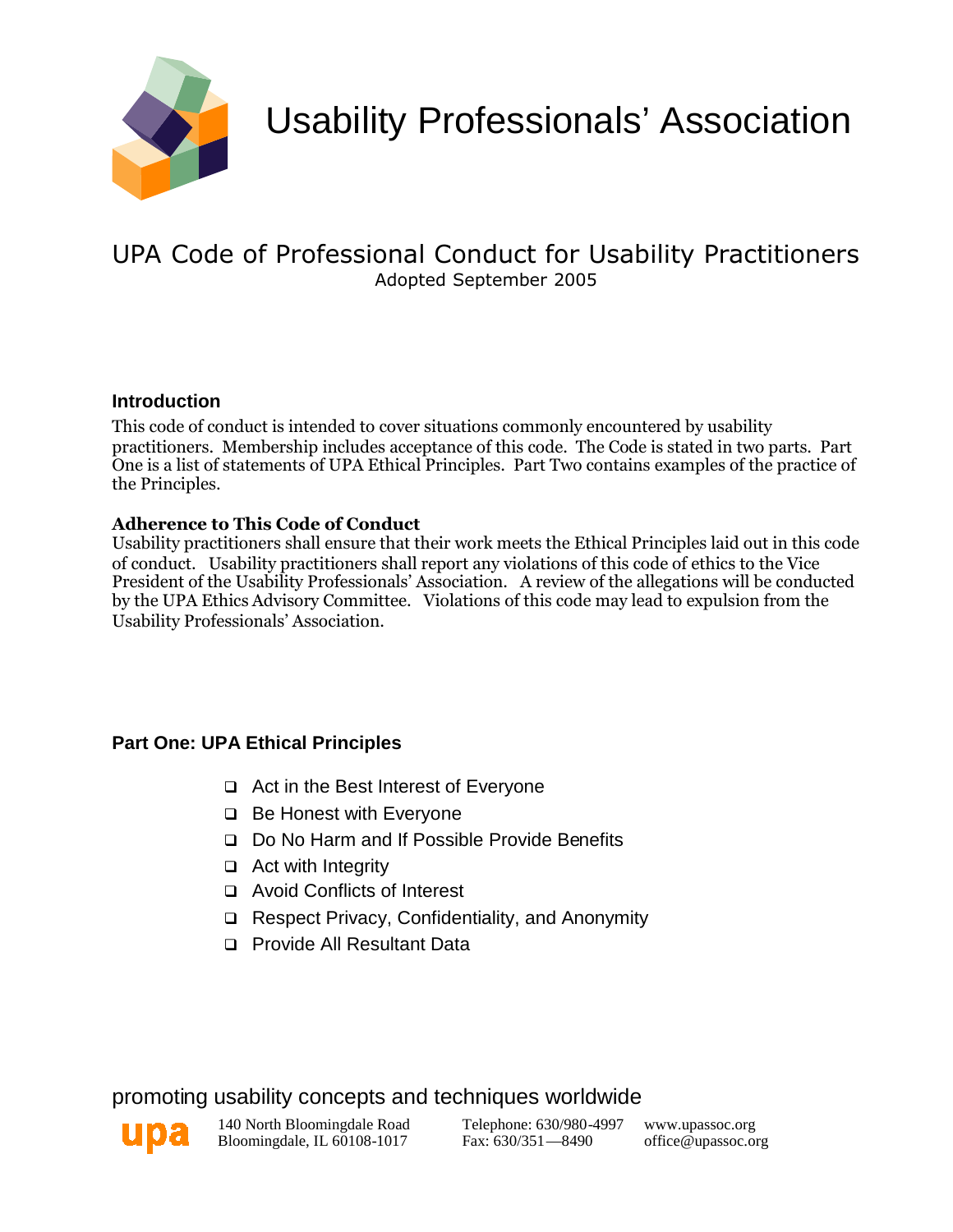# Usability Professionals' Association

## UPA Code of Professional Conduct for Usability Practitioners

Adopted September 2005

### Introduction

This code of conduct is intended to cover situations commonly encountered by usability practitioners. Membership includes acceptance of this code. The Code is stated in two parts. Part One is a list of statements of UPA Ethical Principles. Part Two contains examples of the practice of the Principles.

**Adherence to This Code of Conduct**

Usability practitioners shall ensure that their work meets the Ethical Principles laid out in this code of conduct. Usability practitioners shall report any violations of this code of ethics to the Vice President of the Usability Professionals' Association. A review of the allegations will be conducted by the UPA Ethics Advisory Committee. Violations of this code may lead to expulsion from the Usability Professionals' Association.

### Part One: UPA Ethical Principles

- Act in the Best Interest of Everyone
- Be Honest with Everyone
- Do No Harm and If Possible Provide Benefits
- Act with Integrity
- Avoid Conflicts of Interest
- Respect Privacy, Confidentiality, and Anonymity
- Provide All Resultant Data

promoting usability concepts and techniques worldwide

upa

140 North Bloomingdale Road
Bloomingdale, IL 60108-1017

Telephone: 630/980-4997
Fax: 630/351—8490

www.upassoc.org
office@upassoc.org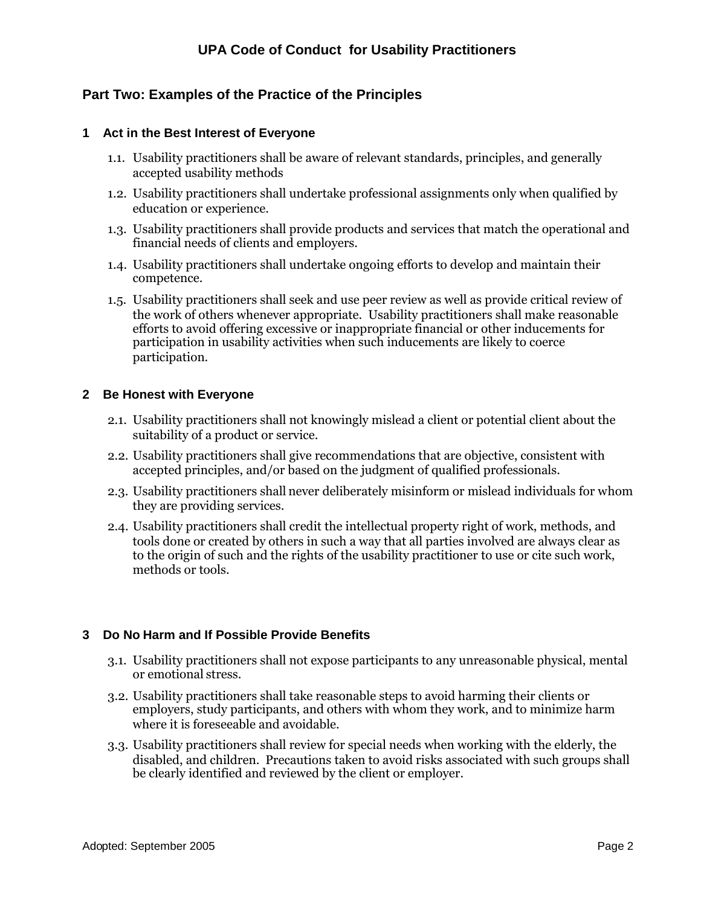# UPA Code of Conduct for Usability Practitioners

## Part Two: Examples of the Practice of the Principles

### 1 Act in the Best Interest of Everyone

1.1. Usability practitioners shall be aware of relevant standards, principles, and generally accepted usability methods

1.2. Usability practitioners shall undertake professional assignments only when qualified by education or experience.

1.3. Usability practitioners shall provide products and services that match the operational and financial needs of clients and employers.

1.4. Usability practitioners shall undertake ongoing efforts to develop and maintain their competence.

1.5. Usability practitioners shall seek and use peer review as well as provide critical review of the work of others whenever appropriate. Usability practitioners shall make reasonable efforts to avoid offering excessive or inappropriate financial or other inducements for participation in usability activities when such inducements are likely to coerce participation.

### 2 Be Honest with Everyone

2.1. Usability practitioners shall not knowingly mislead a client or potential client about the suitability of a product or service.

2.2. Usability practitioners shall give recommendations that are objective, consistent with accepted principles, and/or based on the judgment of qualified professionals.

2.3. Usability practitioners shall never deliberately misinform or mislead individuals for whom they are providing services.

2.4. Usability practitioners shall credit the intellectual property right of work, methods, and tools done or created by others in such a way that all parties involved are always clear as to the origin of such and the rights of the usability practitioner to use or cite such work, methods or tools.

### 3 Do No Harm and If Possible Provide Benefits

3.1. Usability practitioners shall not expose participants to any unreasonable physical, mental or emotional stress.

3.2. Usability practitioners shall take reasonable steps to avoid harming their clients or employers, study participants, and others with whom they work, and to minimize harm where it is foreseeable and avoidable.

3.3. Usability practitioners shall review for special needs when working with the elderly, the disabled, and children. Precautions taken to avoid risks associated with such groups shall be clearly identified and reviewed by the client or employer.

Adopted: September 2005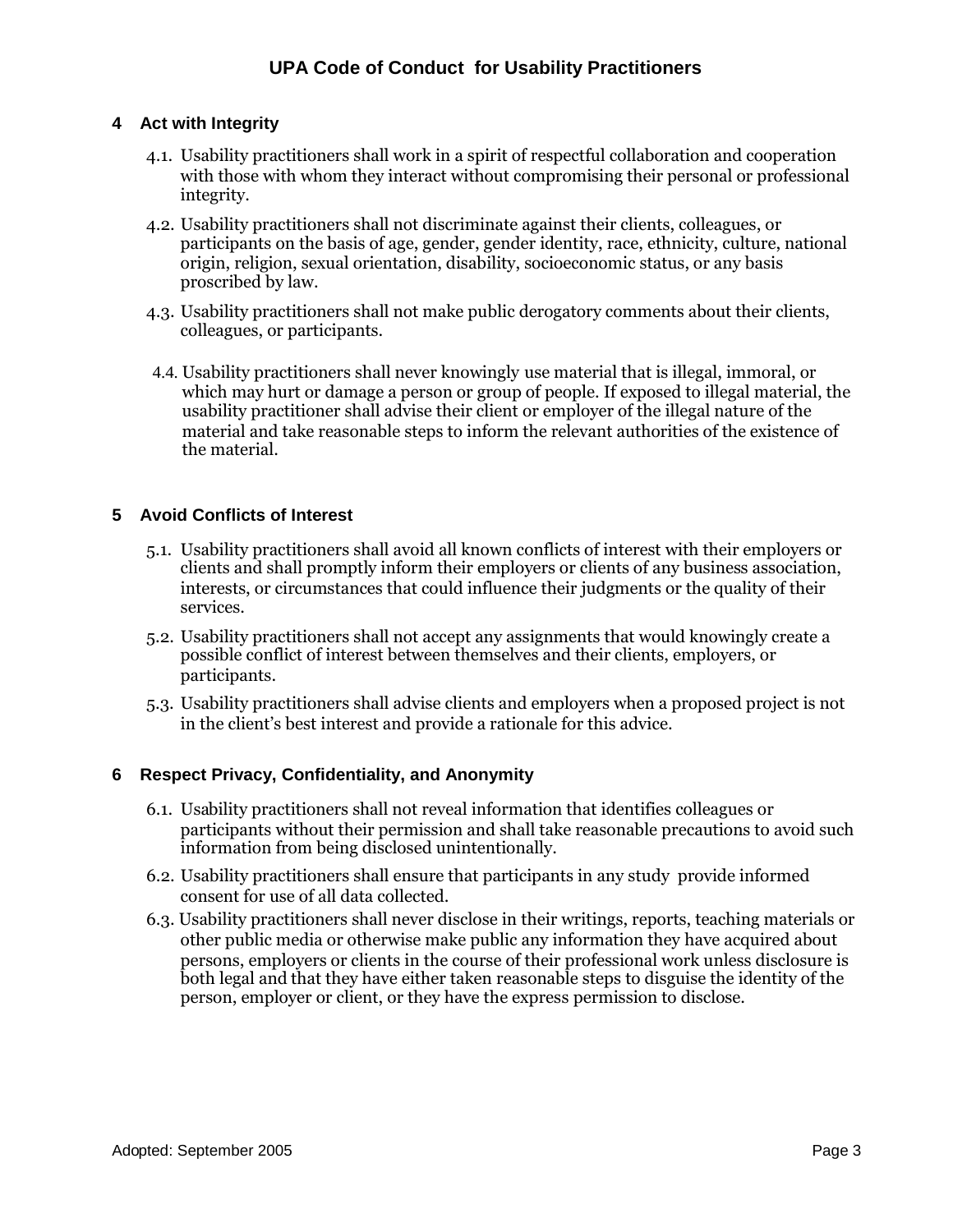## 4 Act with Integrity

4.1. Usability practitioners shall work in a spirit of respectful collaboration and cooperation with those with whom they interact without compromising their personal or professional integrity.

4.2. Usability practitioners shall not discriminate against their clients, colleagues, or participants on the basis of age, gender, gender identity, race, ethnicity, culture, national origin, religion, sexual orientation, disability, socioeconomic status, or any basis proscribed by law.

4.3. Usability practitioners shall not make public derogatory comments about their clients, colleagues, or participants.

4.4. Usability practitioners shall never knowingly use material that is illegal, immoral, or which may hurt or damage a person or group of people. If exposed to illegal material, the usability practitioner shall advise their client or employer of the illegal nature of the material and take reasonable steps to inform the relevant authorities of the existence of the material.

## 5 Avoid Conflicts of Interest

5.1. Usability practitioners shall avoid all known conflicts of interest with their employers or clients and shall promptly inform their employers or clients of any business association, interests, or circumstances that could influence their judgments or the quality of their services.

5.2. Usability practitioners shall not accept any assignments that would knowingly create a possible conflict of interest between themselves and their clients, employers, or participants.

5.3. Usability practitioners shall advise clients and employers when a proposed project is not in the client's best interest and provide a rationale for this advice.

## 6 Respect Privacy, Confidentiality, and Anonymity

6.1. Usability practitioners shall not reveal information that identifies colleagues or participants without their permission and shall take reasonable precautions to avoid such information from being disclosed unintentionally.

6.2. Usability practitioners shall ensure that participants in any study provide informed consent for use of all data collected.

6.3. Usability practitioners shall never disclose in their writings, reports, teaching materials or other public media or otherwise make public any information they have acquired about persons, employers or clients in the course of their professional work unless disclosure is both legal and that they have either taken reasonable steps to disguise the identity of the person, employer or client, or they have the express permission to disclose.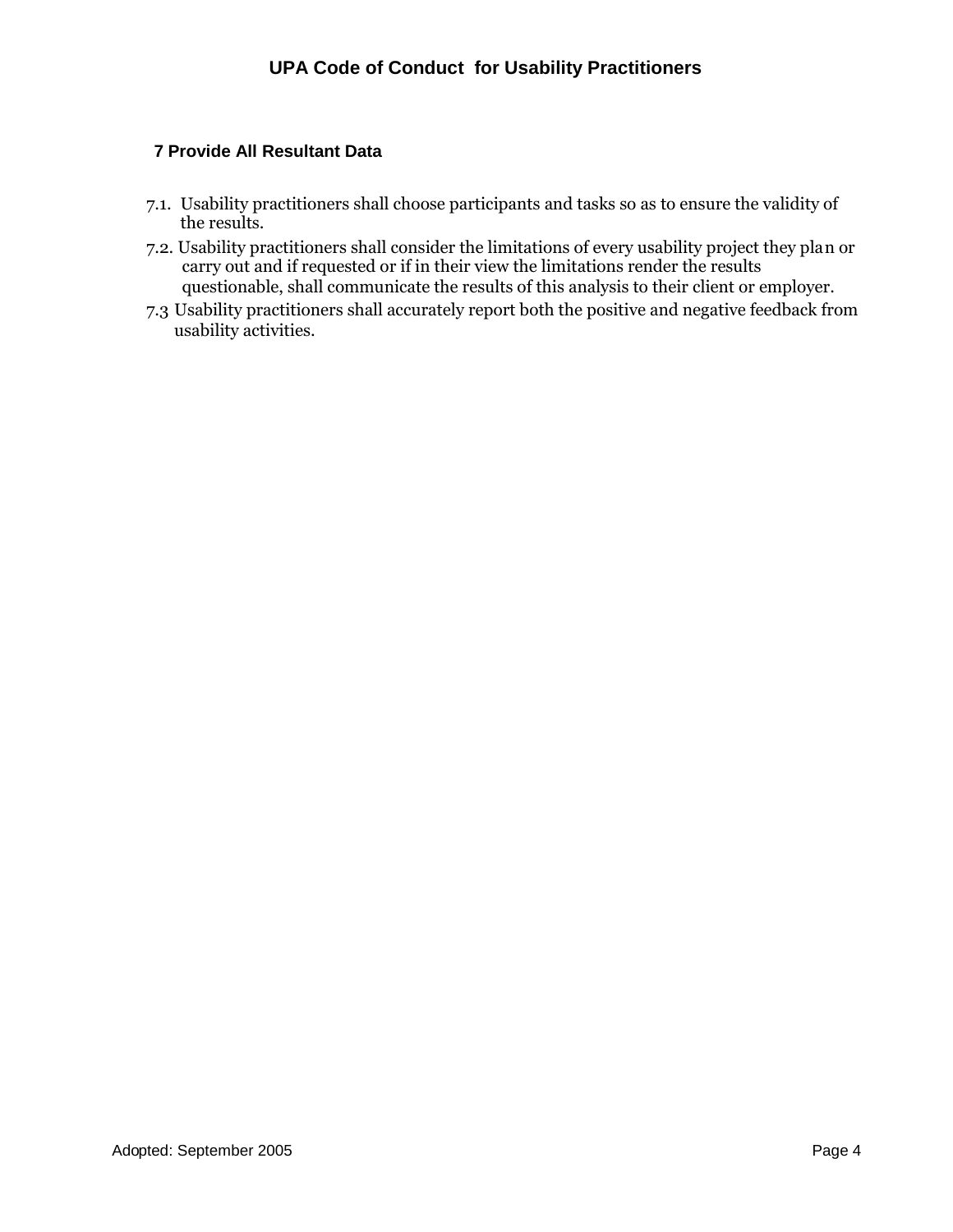## 7 Provide All Resultant Data

7.1. Usability practitioners shall choose participants and tasks so as to ensure the validity of the results.

7.2. Usability practitioners shall consider the limitations of every usability project they plan or carry out and if requested or if in their view the limitations render the results questionable, shall communicate the results of this analysis to their client or employer.

7.3 Usability practitioners shall accurately report both the positive and negative feedback from usability activities.